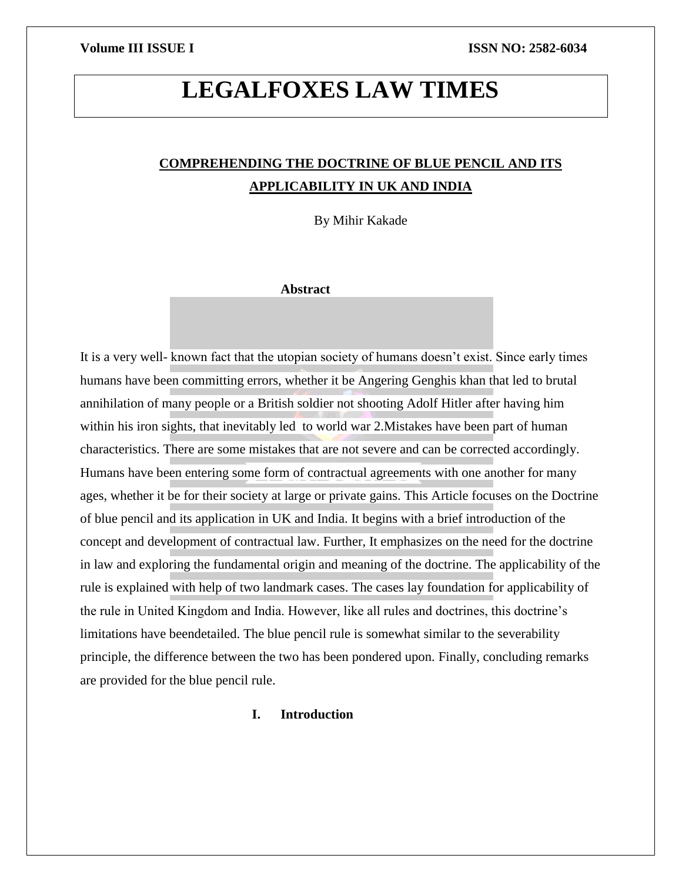# LEGALFOXES LAW TIMES

## COMPREHENDING THE DOCTRINE OF BLUE PENCIL AND ITS APPLICABILITY IN UK AND INDIA

By Mihir Kakade

### Abstract

It is a very well- known fact that the utopian society of humans doesn't exist. Since early times humans have been committing errors, whether it be Angering Genghis khan that led to brutal annihilation of many people or a British soldier not shooting Adolf Hitler after having him within his iron sights, that inevitably led to world war 2.Mistakes have been part of human characteristics. There are some mistakes that are not severe and can be corrected accordingly. Humans have been entering some form of contractual agreements with one another for many ages, whether it be for their society at large or private gains. This Article focuses on the Doctrine of blue pencil and its application in UK and India. It begins with a brief introduction of the concept and development of contractual law. Further, It emphasizes on the need for the doctrine in law and exploring the fundamental origin and meaning of the doctrine. The applicability of the rule is explained with help of two landmark cases. The cases lay foundation for applicability of the rule in United Kingdom and India. However, like all rules and doctrines, this doctrine's limitations have beendetailed. The blue pencil rule is somewhat similar to the severability principle, the difference between the two has been pondered upon. Finally, concluding remarks are provided for the blue pencil rule.

### I. Introduction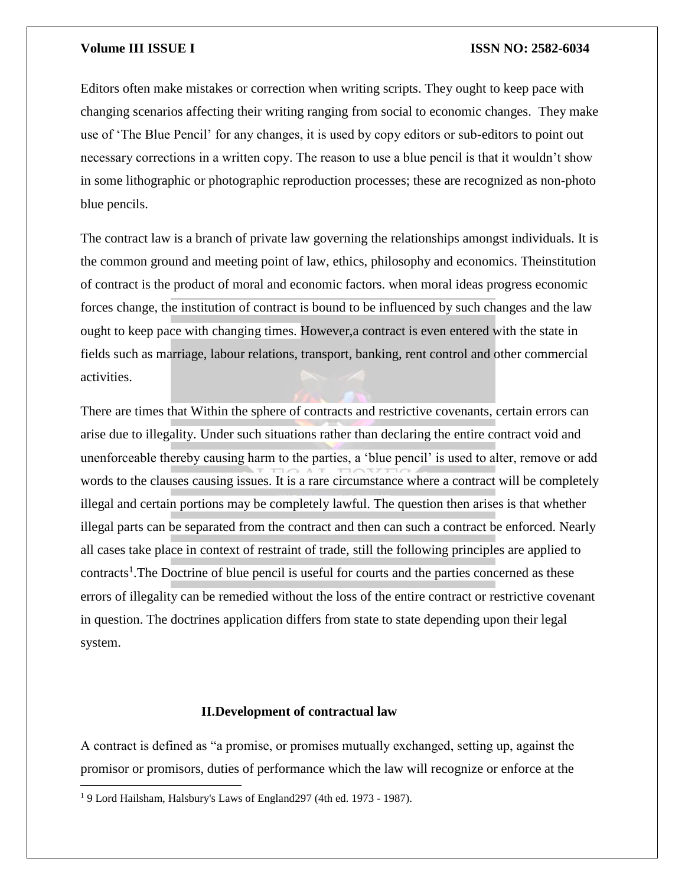Editors often make mistakes or correction when writing scripts. They ought to keep pace with changing scenarios affecting their writing ranging from social to economic changes. They make use of 'The Blue Pencil' for any changes, it is used by copy editors or sub-editors to point out necessary corrections in a written copy. The reason to use a blue pencil is that it wouldn't show in some lithographic or photographic reproduction processes; these are recognized as non-photo blue pencils.

The contract law is a branch of private law governing the relationships amongst individuals. It is the common ground and meeting point of law, ethics, philosophy and economics. Theinstitution of contract is the product of moral and economic factors. when moral ideas progress economic forces change, the institution of contract is bound to be influenced by such changes and the law ought to keep pace with changing times. However,a contract is even entered with the state in fields such as marriage, labour relations, transport, banking, rent control and other commercial activities.

There are times that Within the sphere of contracts and restrictive covenants, certain errors can arise due to illegality. Under such situations rather than declaring the entire contract void and unenforceable thereby causing harm to the parties, a 'blue pencil' is used to alter, remove or add words to the clauses causing issues. It is a rare circumstance where a contract will be completely illegal and certain portions may be completely lawful. The question then arises is that whether illegal parts can be separated from the contract and then can such a contract be enforced. Nearly all cases take place in context of restraint of trade, still the following principles are applied to contracts[1].The Doctrine of blue pencil is useful for courts and the parties concerned as these errors of illegality can be remedied without the loss of the entire contract or restrictive covenant in question. The doctrines application differs from state to state depending upon their legal system.

## II.Development of contractual law

A contract is defined as "a promise, or promises mutually exchanged, setting up, against the promisor or promisors, duties of performance which the law will recognize or enforce at the

[1] 9 Lord Hailsham, Halsbury's Laws of England297 (4th ed. 1973 - 1987).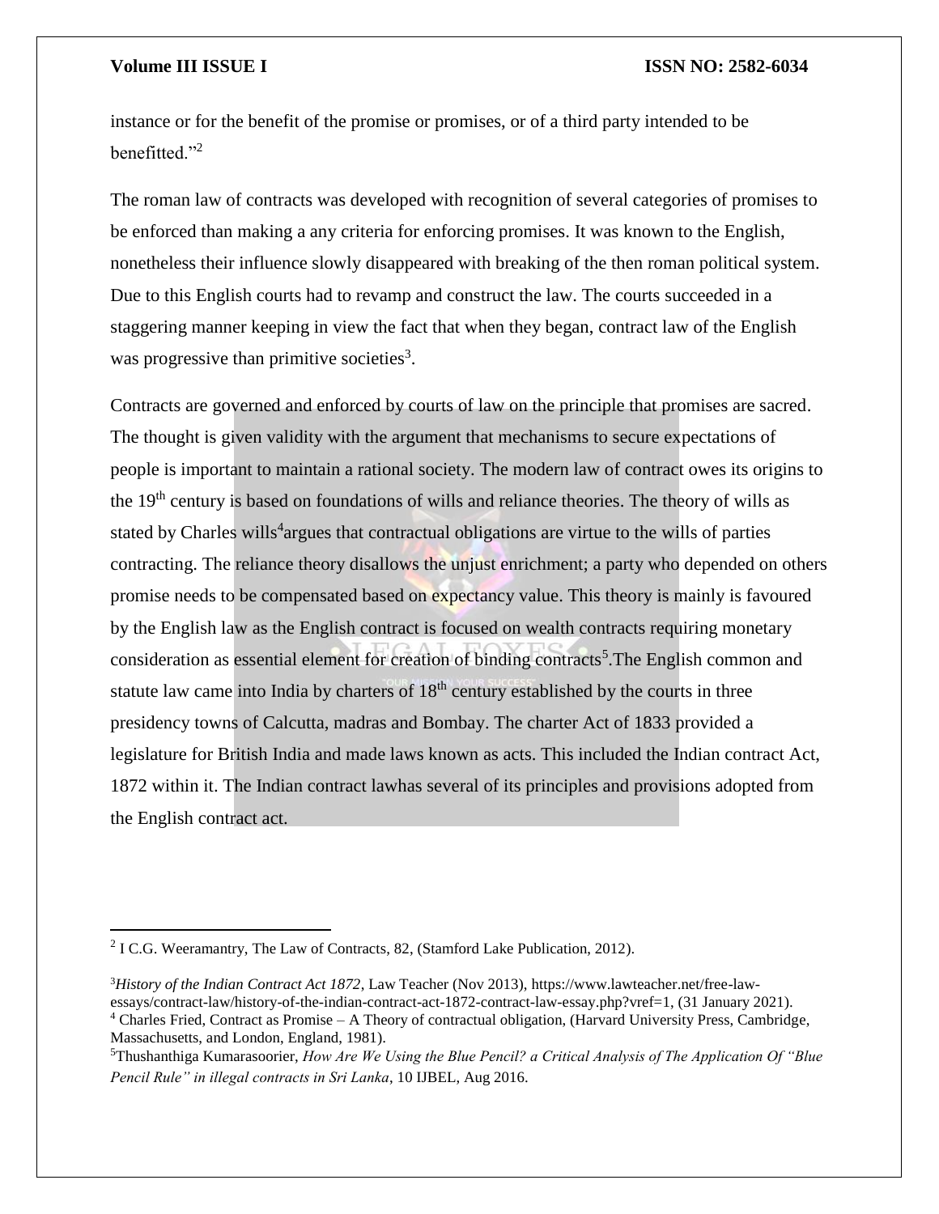instance or for the benefit of the promise or promises, or of a third party intended to be benefitted."[2]

The roman law of contracts was developed with recognition of several categories of promises to be enforced than making a any criteria for enforcing promises. It was known to the English, nonetheless their influence slowly disappeared with breaking of the then roman political system. Due to this English courts had to revamp and construct the law. The courts succeeded in a staggering manner keeping in view the fact that when they began, contract law of the English was progressive than primitive societies[3].

Contracts are governed and enforced by courts of law on the principle that promises are sacred. The thought is given validity with the argument that mechanisms to secure expectations of people is important to maintain a rational society. The modern law of contract owes its origins to the 19th century is based on foundations of wills and reliance theories. The theory of wills as stated by Charles wills[4]argues that contractual obligations are virtue to the wills of parties contracting. The reliance theory disallows the unjust enrichment; a party who depended on others promise needs to be compensated based on expectancy value. This theory is mainly is favoured by the English law as the English contract is focused on wealth contracts requiring monetary consideration as essential element for creation of binding contracts[5].The English common and statute law came into India by charters of 18th century established by the courts in three presidency towns of Calcutta, madras and Bombay. The charter Act of 1833 provided a legislature for British India and made laws known as acts. This included the Indian contract Act, 1872 within it. The Indian contract lawhas several of its principles and provisions adopted from the English contract act.

---

[2] I C.G. Weeramantry, The Law of Contracts, 82, (Stamford Lake Publication, 2012).

[3] *History of the Indian Contract Act 1872*, Law Teacher (Nov 2013), https://www.lawteacher.net/free-law-essays/contract-law/history-of-the-indian-contract-act-1872-contract-law-essay.php?vref=1, (31 January 2021).

[4] Charles Fried, Contract as Promise – A Theory of contractual obligation, (Harvard University Press, Cambridge, Massachusetts, and London, England, 1981).

[5] Thushanthiga Kumarasoorier, *How Are We Using the Blue Pencil? a Critical Analysis of The Application Of "Blue Pencil Rule" in illegal contracts in Sri Lanka*, 10 IJBEL, Aug 2016.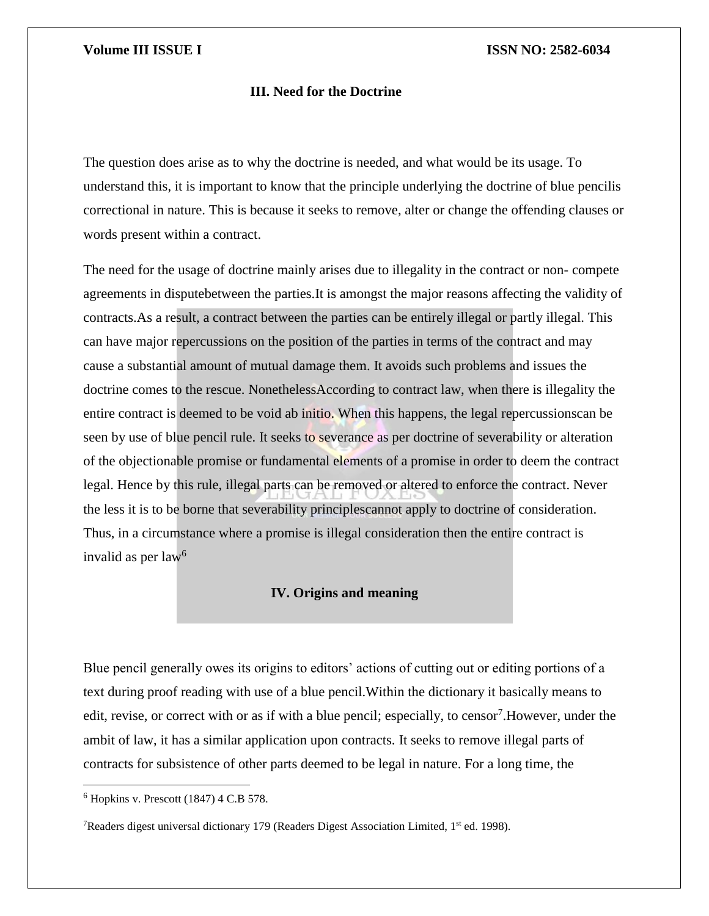### III. Need for the Doctrine

The question does arise as to why the doctrine is needed, and what would be its usage. To understand this, it is important to know that the principle underlying the doctrine of blue pencilis correctional in nature. This is because it seeks to remove, alter or change the offending clauses or words present within a contract.

The need for the usage of doctrine mainly arises due to illegality in the contract or non- compete agreements in disputebetween the parties.It is amongst the major reasons affecting the validity of contracts.As a result, a contract between the parties can be entirely illegal or partly illegal. This can have major repercussions on the position of the parties in terms of the contract and may cause a substantial amount of mutual damage them. It avoids such problems and issues the doctrine comes to the rescue. NonethelessAccording to contract law, when there is illegality the entire contract is deemed to be void ab initio. When this happens, the legal repercussionscan be seen by use of blue pencil rule. It seeks to severance as per doctrine of severability or alteration of the objectionable promise or fundamental elements of a promise in order to deem the contract legal. Hence by this rule, illegal parts can be removed or altered to enforce the contract. Never the less it is to be borne that severability principlescannot apply to doctrine of consideration. Thus, in a circumstance where a promise is illegal consideration then the entire contract is invalid as per law[6]

### IV. Origins and meaning

Blue pencil generally owes its origins to editors' actions of cutting out or editing portions of a text during proof reading with use of a blue pencil.Within the dictionary it basically means to edit, revise, or correct with or as if with a blue pencil; especially, to censor[7].However, under the ambit of law, it has a similar application upon contracts. It seeks to remove illegal parts of contracts for subsistence of other parts deemed to be legal in nature. For a long time, the

---

[6] Hopkins v. Prescott (1847) 4 C.B 578.

[7] Readers digest universal dictionary 179 (Readers Digest Association Limited, 1st ed. 1998).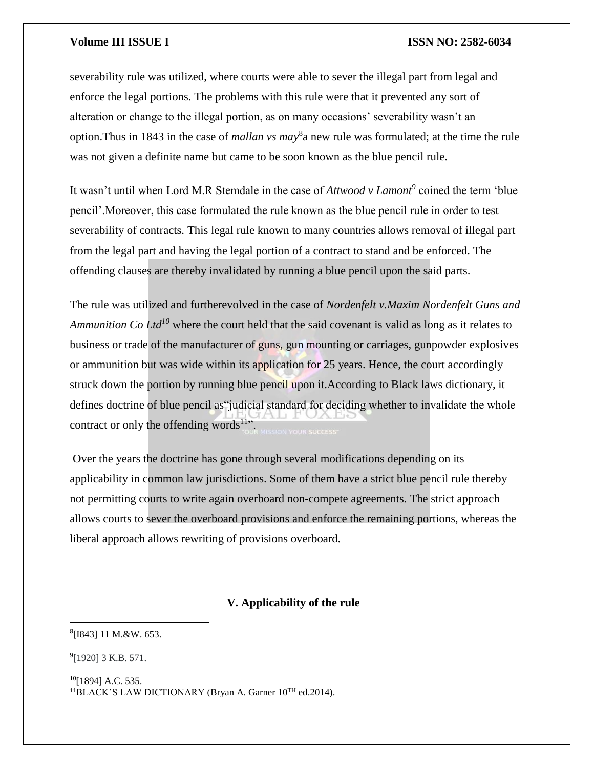severability rule was utilized, where courts were able to sever the illegal part from legal and enforce the legal portions. The problems with this rule were that it prevented any sort of alteration or change to the illegal portion, as on many occasions' severability wasn't an option.Thus in 1843 in the case of *mallan vs may*[8]a new rule was formulated; at the time the rule was not given a definite name but came to be soon known as the blue pencil rule.

It wasn't until when Lord M.R Stemdale in the case of *Attwood v Lamont*[9] coined the term 'blue pencil'.Moreover, this case formulated the rule known as the blue pencil rule in order to test severability of contracts. This legal rule known to many countries allows removal of illegal part from the legal part and having the legal portion of a contract to stand and be enforced. The offending clauses are thereby invalidated by running a blue pencil upon the said parts.

The rule was utilized and furtherevolved in the case of *Nordenfelt v.Maxim Nordenfelt Guns and Ammunition Co Ltd*[10] where the court held that the said covenant is valid as long as it relates to business or trade of the manufacturer of guns, gun mounting or carriages, gunpowder explosives or ammunition but was wide within its application for 25 years. Hence, the court accordingly struck down the portion by running blue pencil upon it.According to Black laws dictionary, it defines doctrine of blue pencil as"judicial standard for deciding whether to invalidate the whole contract or only the offending words[11]".

Over the years the doctrine has gone through several modifications depending on its applicability in common law jurisdictions. Some of them have a strict blue pencil rule thereby not permitting courts to write again overboard non-compete agreements. The strict approach allows courts to sever the overboard provisions and enforce the remaining portions, whereas the liberal approach allows rewriting of provisions overboard.

## V. Applicability of the rule

---

[8][I843] 11 M.&W. 653.

[9][1920] 3 K.B. 571.

[10][1894] A.C. 535.

[11]BLACK'S LAW DICTIONARY (Bryan A. Garner 10TH ed.2014).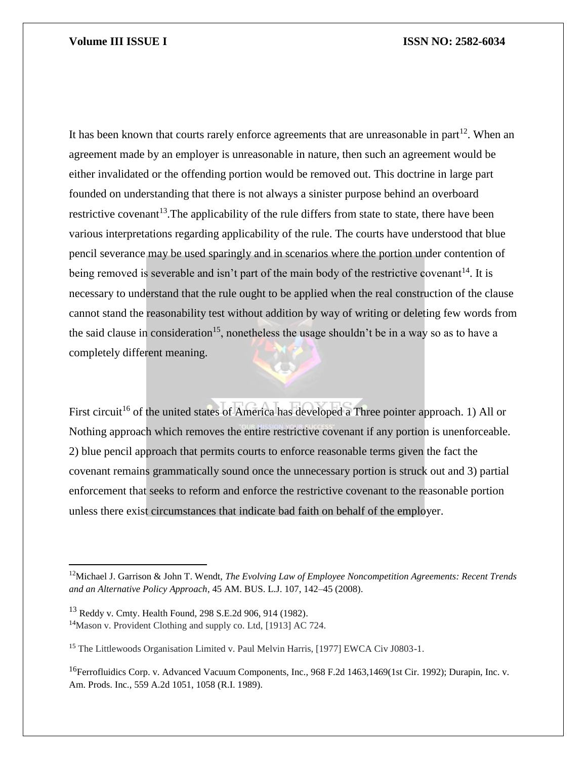It has been known that courts rarely enforce agreements that are unreasonable in part[12]. When an agreement made by an employer is unreasonable in nature, then such an agreement would be either invalidated or the offending portion would be removed out. This doctrine in large part founded on understanding that there is not always a sinister purpose behind an overboard restrictive covenant[13].The applicability of the rule differs from state to state, there have been various interpretations regarding applicability of the rule. The courts have understood that blue pencil severance may be used sparingly and in scenarios where the portion under contention of being removed is severable and isn't part of the main body of the restrictive covenant[14]. It is necessary to understand that the rule ought to be applied when the real construction of the clause cannot stand the reasonability test without addition by way of writing or deleting few words from the said clause in consideration[15], nonetheless the usage shouldn't be in a way so as to have a completely different meaning.

First circuit[16] of the united states of America has developed a Three pointer approach. 1) All or Nothing approach which removes the entire restrictive covenant if any portion is unenforceable. 2) blue pencil approach that permits courts to enforce reasonable terms given the fact the covenant remains grammatically sound once the unnecessary portion is struck out and 3) partial enforcement that seeks to reform and enforce the restrictive covenant to the reasonable portion unless there exist circumstances that indicate bad faith on behalf of the employer.

---

[12] Michael J. Garrison & John T. Wendt, *The Evolving Law of Employee Noncompetition Agreements: Recent Trends and an Alternative Policy Approach*, 45 AM. BUS. L.J. 107, 142–45 (2008).

[13] Reddy v. Cmty. Health Found, 298 S.E.2d 906, 914 (1982).

[14] Mason v. Provident Clothing and supply co. Ltd, [1913] AC 724.

[15] The Littlewoods Organisation Limited v. Paul Melvin Harris, [1977] EWCA Civ J0803-1.

[16] Ferrofluidics Corp. v. Advanced Vacuum Components, Inc., 968 F.2d 1463,1469(1st Cir. 1992); Durapin, Inc. v. Am. Prods. Inc., 559 A.2d 1051, 1058 (R.I. 1989).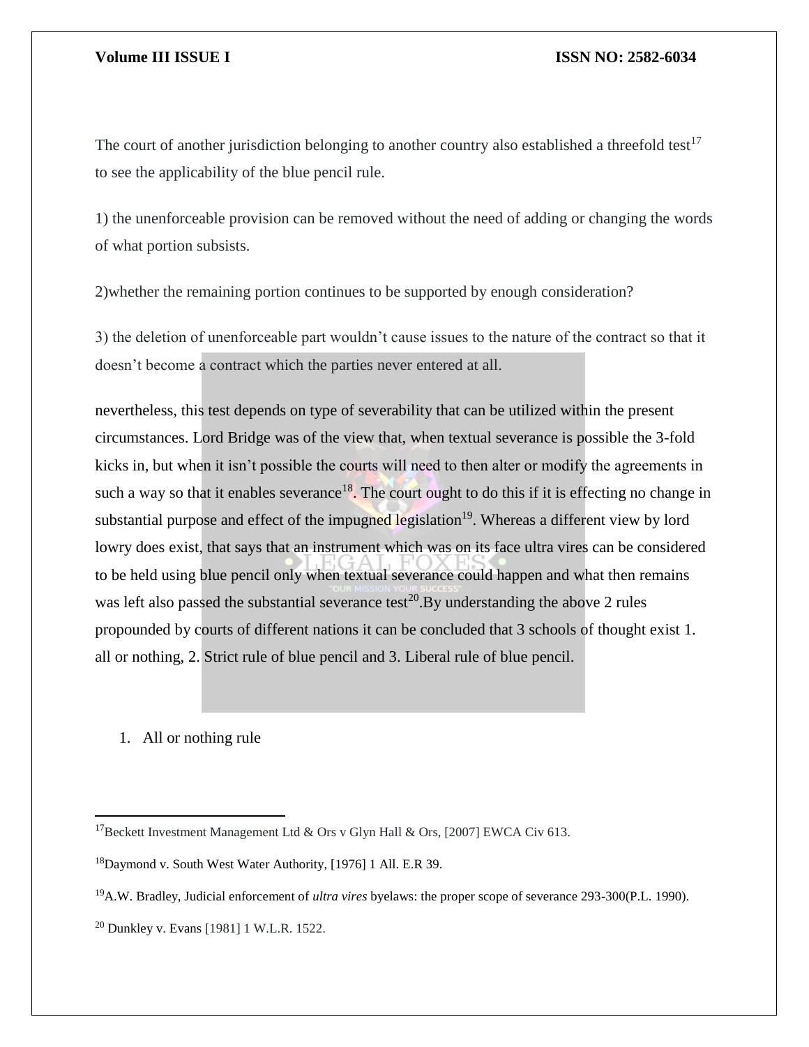The court of another jurisdiction belonging to another country also established a threefold test[17] to see the applicability of the blue pencil rule.

1) the unenforceable provision can be removed without the need of adding or changing the words of what portion subsists.

2)whether the remaining portion continues to be supported by enough consideration?

3) the deletion of unenforceable part wouldn't cause issues to the nature of the contract so that it doesn't become a contract which the parties never entered at all.

nevertheless, this test depends on type of severability that can be utilized within the present circumstances. Lord Bridge was of the view that, when textual severance is possible the 3-fold kicks in, but when it isn't possible the courts will need to then alter or modify the agreements in such a way so that it enables severance[18]. The court ought to do this if it is effecting no change in substantial purpose and effect of the impugned legislation[19]. Whereas a different view by lord lowry does exist, that says that an instrument which was on its face ultra vires can be considered to be held using blue pencil only when textual severance could happen and what then remains was left also passed the substantial severance test[20].By understanding the above 2 rules propounded by courts of different nations it can be concluded that 3 schools of thought exist 1. all or nothing, 2. Strict rule of blue pencil and 3. Liberal rule of blue pencil.

1. All or nothing rule

---

[17]Beckett Investment Management Ltd & Ors v Glyn Hall & Ors, [2007] EWCA Civ 613.

[18]Daymond v. South West Water Authority, [1976] 1 All. E.R 39.

[19]A.W. Bradley, Judicial enforcement of *ultra vires* byelaws: the proper scope of severance 293-300(P.L. 1990).

[20] Dunkley v. Evans [1981] 1 W.L.R. 1522.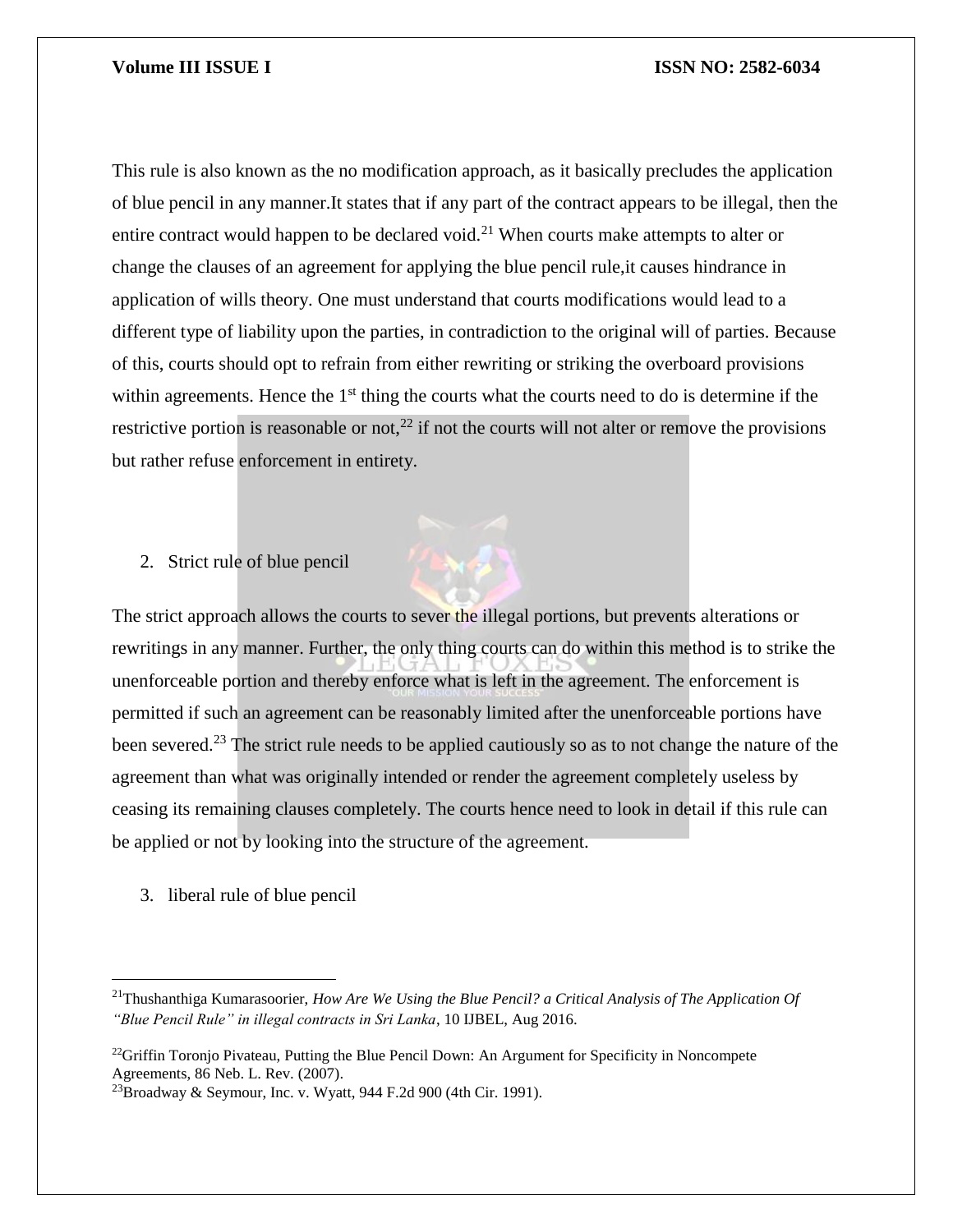This rule is also known as the no modification approach, as it basically precludes the application of blue pencil in any manner.It states that if any part of the contract appears to be illegal, then the entire contract would happen to be declared void.[21] When courts make attempts to alter or change the clauses of an agreement for applying the blue pencil rule,it causes hindrance in application of wills theory. One must understand that courts modifications would lead to a different type of liability upon the parties, in contradiction to the original will of parties. Because of this, courts should opt to refrain from either rewriting or striking the overboard provisions within agreements. Hence the 1st thing the courts what the courts need to do is determine if the restrictive portion is reasonable or not,[22] if not the courts will not alter or remove the provisions but rather refuse enforcement in entirety.

2. Strict rule of blue pencil

The strict approach allows the courts to sever the illegal portions, but prevents alterations or rewritings in any manner. Further, the only thing courts can do within this method is to strike the unenforceable portion and thereby enforce what is left in the agreement. The enforcement is permitted if such an agreement can be reasonably limited after the unenforceable portions have been severed.[23] The strict rule needs to be applied cautiously so as to not change the nature of the agreement than what was originally intended or render the agreement completely useless by ceasing its remaining clauses completely. The courts hence need to look in detail if this rule can be applied or not by looking into the structure of the agreement.

3. liberal rule of blue pencil

---

[21]Thushanthiga Kumarasoorier, *How Are We Using the Blue Pencil? a Critical Analysis of The Application Of "Blue Pencil Rule" in illegal contracts in Sri Lanka*, 10 IJBEL, Aug 2016.

[22]Griffin Toronjo Pivateau, Putting the Blue Pencil Down: An Argument for Specificity in Noncompete Agreements, 86 Neb. L. Rev. (2007).

[23]Broadway & Seymour, Inc. v. Wyatt, 944 F.2d 900 (4th Cir. 1991).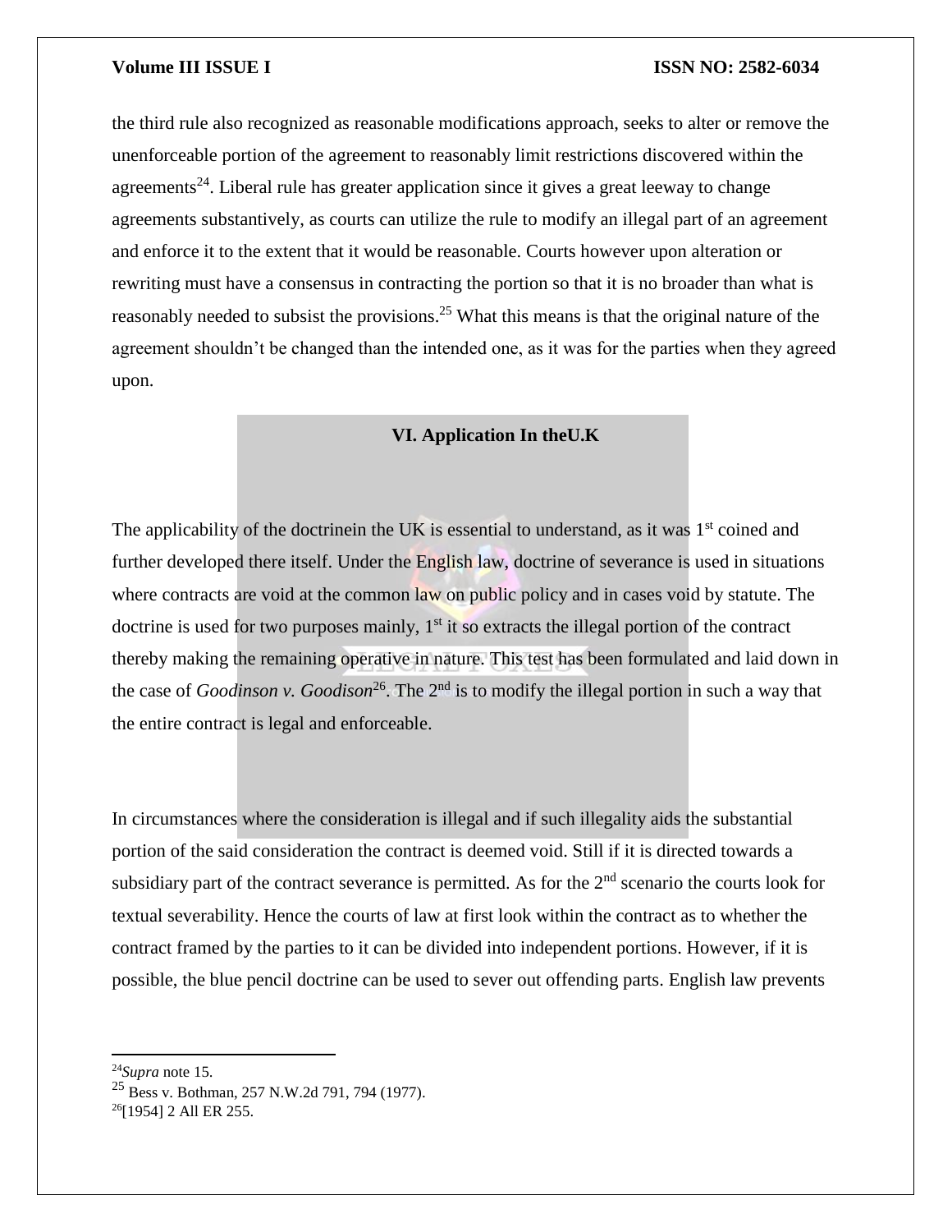the third rule also recognized as reasonable modifications approach, seeks to alter or remove the unenforceable portion of the agreement to reasonably limit restrictions discovered within the agreements[24]. Liberal rule has greater application since it gives a great leeway to change agreements substantively, as courts can utilize the rule to modify an illegal part of an agreement and enforce it to the extent that it would be reasonable. Courts however upon alteration or rewriting must have a consensus in contracting the portion so that it is no broader than what is reasonably needed to subsist the provisions.[25] What this means is that the original nature of the agreement shouldn't be changed than the intended one, as it was for the parties when they agreed upon.

## VI. Application In theU.K

The applicability of the doctrinein the UK is essential to understand, as it was 1st coined and further developed there itself. Under the English law, doctrine of severance is used in situations where contracts are void at the common law on public policy and in cases void by statute. The doctrine is used for two purposes mainly, 1st it so extracts the illegal portion of the contract thereby making the remaining operative in nature. This test has been formulated and laid down in the case of *Goodinson v. Goodison*[26]. The 2nd is to modify the illegal portion in such a way that the entire contract is legal and enforceable.

In circumstances where the consideration is illegal and if such illegality aids the substantial portion of the said consideration the contract is deemed void. Still if it is directed towards a subsidiary part of the contract severance is permitted. As for the 2nd scenario the courts look for textual severability. Hence the courts of law at first look within the contract as to whether the contract framed by the parties to it can be divided into independent portions. However, if it is possible, the blue pencil doctrine can be used to sever out offending parts. English law prevents

---

[24] *Supra* note 15.

[25] Bess v. Bothman, 257 N.W.2d 791, 794 (1977).

[26] [1954] 2 All ER 255.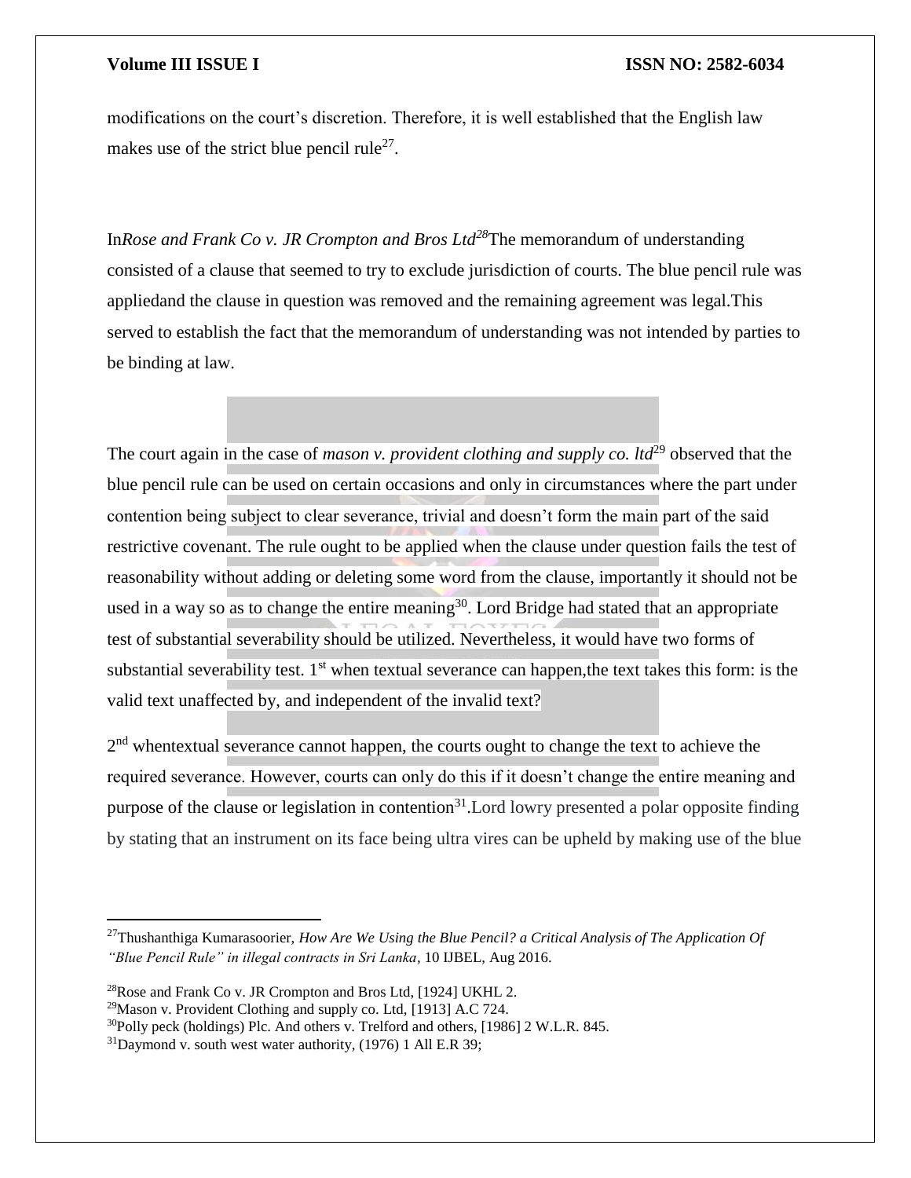modifications on the court's discretion. Therefore, it is well established that the English law makes use of the strict blue pencil rule[27].

In*Rose and Frank Co v. JR Crompton and Bros Ltd*[28]The memorandum of understanding consisted of a clause that seemed to try to exclude jurisdiction of courts. The blue pencil rule was appliedand the clause in question was removed and the remaining agreement was legal.This served to establish the fact that the memorandum of understanding was not intended by parties to be binding at law.

The court again in the case of *mason v. provident clothing and supply co. ltd*[29] observed that the blue pencil rule can be used on certain occasions and only in circumstances where the part under contention being subject to clear severance, trivial and doesn't form the main part of the said restrictive covenant. The rule ought to be applied when the clause under question fails the test of reasonability without adding or deleting some word from the clause, importantly it should not be used in a way so as to change the entire meaning[30]. Lord Bridge had stated that an appropriate test of substantial severability should be utilized. Nevertheless, it would have two forms of substantial severability test. 1st when textual severance can happen,the text takes this form: is the valid text unaffected by, and independent of the invalid text?

2nd whentextual severance cannot happen, the courts ought to change the text to achieve the required severance. However, courts can only do this if it doesn't change the entire meaning and purpose of the clause or legislation in contention[31].Lord lowry presented a polar opposite finding by stating that an instrument on its face being ultra vires can be upheld by making use of the blue

---

[27]Thushanthiga Kumarasoorier, *How Are We Using the Blue Pencil? a Critical Analysis of The Application Of "Blue Pencil Rule" in illegal contracts in Sri Lanka*, 10 IJBEL, Aug 2016.

[28]Rose and Frank Co v. JR Crompton and Bros Ltd, [1924] UKHL 2.

[29]Mason v. Provident Clothing and supply co. Ltd, [1913] A.C 724.

[30]Polly peck (holdings) Plc. And others v. Trelford and others, [1986] 2 W.L.R. 845.

[31]Daymond v. south west water authority, (1976) 1 All E.R 39;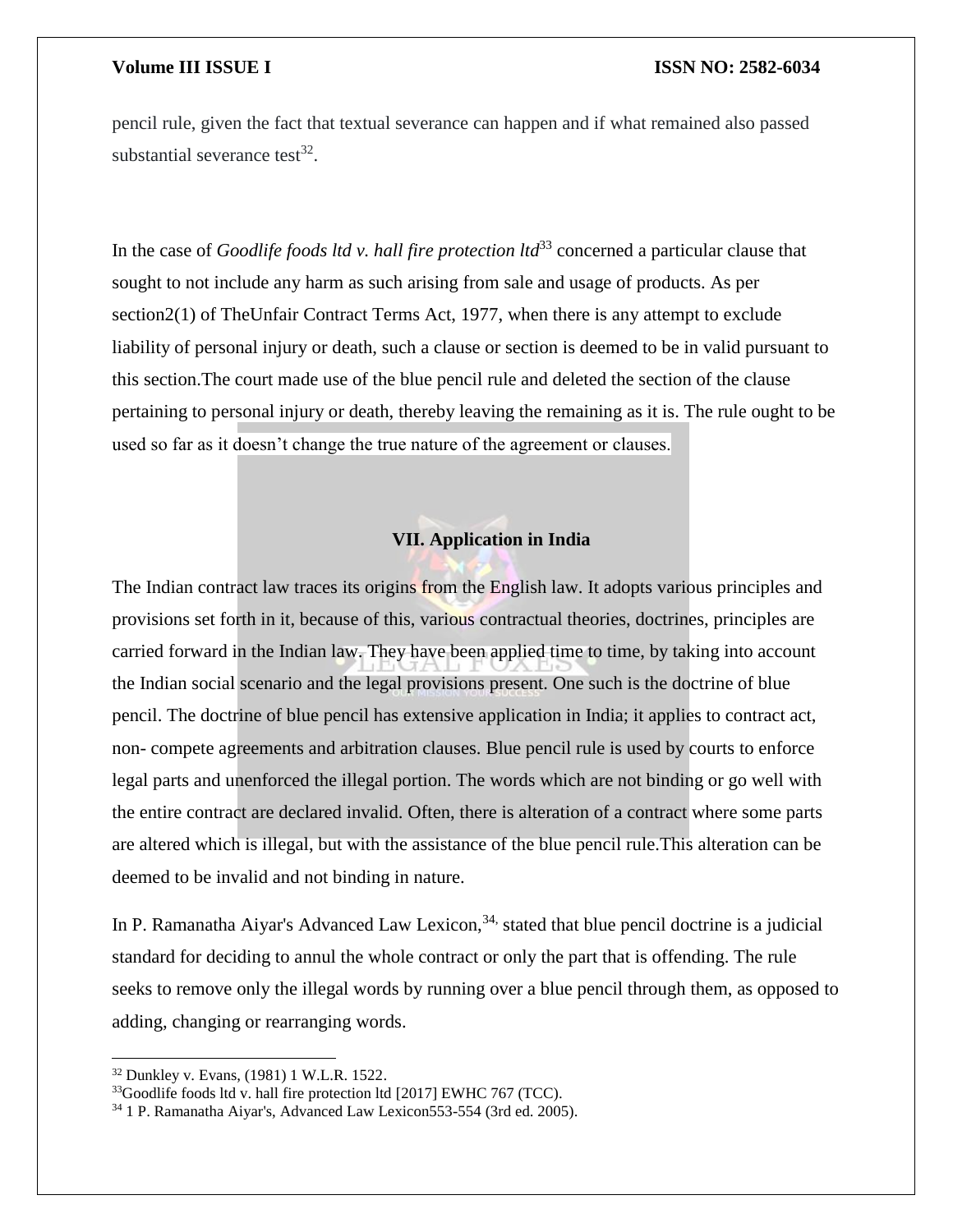pencil rule, given the fact that textual severance can happen and if what remained also passed substantial severance test[32].

In the case of *Goodlife foods ltd v. hall fire protection ltd*[33] concerned a particular clause that sought to not include any harm as such arising from sale and usage of products. As per section2(1) of TheUnfair Contract Terms Act, 1977, when there is any attempt to exclude liability of personal injury or death, such a clause or section is deemed to be in valid pursuant to this section.The court made use of the blue pencil rule and deleted the section of the clause pertaining to personal injury or death, thereby leaving the remaining as it is. The rule ought to be used so far as it doesn't change the true nature of the agreement or clauses.

## VII. Application in India

The Indian contract law traces its origins from the English law. It adopts various principles and provisions set forth in it, because of this, various contractual theories, doctrines, principles are carried forward in the Indian law. They have been applied time to time, by taking into account the Indian social scenario and the legal provisions present. One such is the doctrine of blue pencil. The doctrine of blue pencil has extensive application in India; it applies to contract act, non- compete agreements and arbitration clauses. Blue pencil rule is used by courts to enforce legal parts and unenforced the illegal portion. The words which are not binding or go well with the entire contract are declared invalid. Often, there is alteration of a contract where some parts are altered which is illegal, but with the assistance of the blue pencil rule.This alteration can be deemed to be invalid and not binding in nature.

In P. Ramanatha Aiyar's Advanced Law Lexicon,[34,] stated that blue pencil doctrine is a judicial standard for deciding to annul the whole contract or only the part that is offending. The rule seeks to remove only the illegal words by running over a blue pencil through them, as opposed to adding, changing or rearranging words.

---

[32] Dunkley v. Evans, (1981) 1 W.L.R. 1522.
[33] Goodlife foods ltd v. hall fire protection ltd [2017] EWHC 767 (TCC).
[34] 1 P. Ramanatha Aiyar's, Advanced Law Lexicon553-554 (3rd ed. 2005).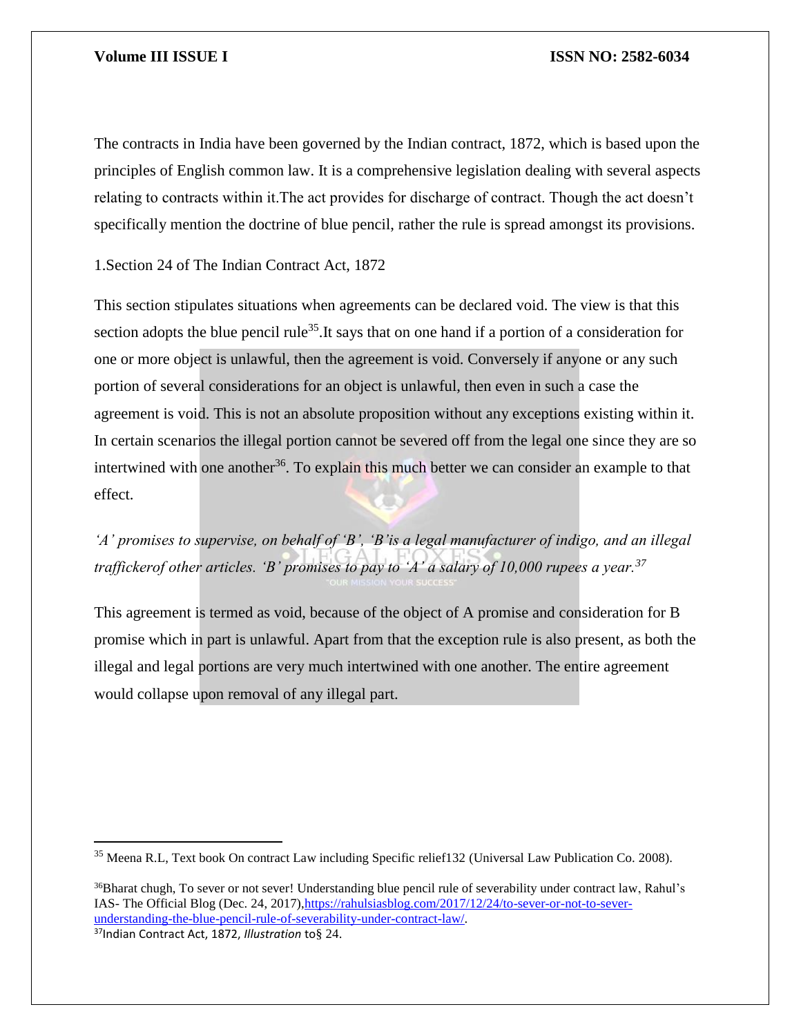The contracts in India have been governed by the Indian contract, 1872, which is based upon the principles of English common law. It is a comprehensive legislation dealing with several aspects relating to contracts within it.The act provides for discharge of contract. Though the act doesn't specifically mention the doctrine of blue pencil, rather the rule is spread amongst its provisions.

1.Section 24 of The Indian Contract Act, 1872

This section stipulates situations when agreements can be declared void. The view is that this section adopts the blue pencil rule[35].It says that on one hand if a portion of a consideration for one or more object is unlawful, then the agreement is void. Conversely if anyone or any such portion of several considerations for an object is unlawful, then even in such a case the agreement is void. This is not an absolute proposition without any exceptions existing within it. In certain scenarios the illegal portion cannot be severed off from the legal one since they are so intertwined with one another[36]. To explain this much better we can consider an example to that effect.

*'A' promises to supervise, on behalf of 'B', 'B'is a legal manufacturer of indigo, and an illegal traffickerof other articles. 'B' promises to pay to 'A' a salary of 10,000 rupees a year.*[37]

This agreement is termed as void, because of the object of A promise and consideration for B promise which in part is unlawful. Apart from that the exception rule is also present, as both the illegal and legal portions are very much intertwined with one another. The entire agreement would collapse upon removal of any illegal part.

---

[35] Meena R.L, Text book On contract Law including Specific relief132 (Universal Law Publication Co. 2008).

[36] Bharat chugh, To sever or not sever! Understanding blue pencil rule of severability under contract law, Rahul's IAS- The Official Blog (Dec. 24, 2017),https://rahulsiasblog.com/2017/12/24/to-sever-or-not-to-sever-understanding-the-blue-pencil-rule-of-severability-under-contract-law/.

[37] Indian Contract Act, 1872, *Illustration* to§ 24.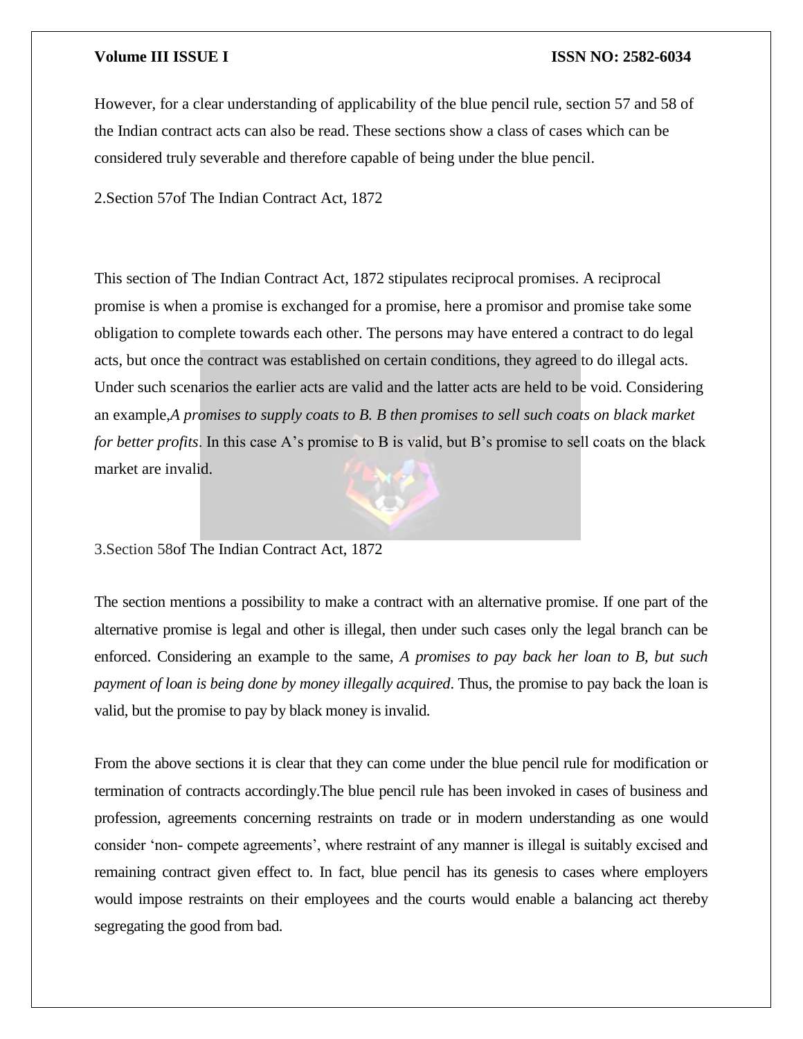However, for a clear understanding of applicability of the blue pencil rule, section 57 and 58 of the Indian contract acts can also be read. These sections show a class of cases which can be considered truly severable and therefore capable of being under the blue pencil.

2.Section 57of The Indian Contract Act, 1872

This section of The Indian Contract Act, 1872 stipulates reciprocal promises. A reciprocal promise is when a promise is exchanged for a promise, here a promisor and promise take some obligation to complete towards each other. The persons may have entered a contract to do legal acts, but once the contract was established on certain conditions, they agreed to do illegal acts. Under such scenarios the earlier acts are valid and the latter acts are held to be void. Considering an example,*A promises to supply coats to B. B then promises to sell such coats on black market for better profits*. In this case A's promise to B is valid, but B's promise to sell coats on the black market are invalid.

3.Section 58of The Indian Contract Act, 1872

The section mentions a possibility to make a contract with an alternative promise. If one part of the alternative promise is legal and other is illegal, then under such cases only the legal branch can be enforced. Considering an example to the same, *A promises to pay back her loan to B, but such payment of loan is being done by money illegally acquired*. Thus, the promise to pay back the loan is valid, but the promise to pay by black money is invalid.

From the above sections it is clear that they can come under the blue pencil rule for modification or termination of contracts accordingly.The blue pencil rule has been invoked in cases of business and profession, agreements concerning restraints on trade or in modern understanding as one would consider 'non- compete agreements', where restraint of any manner is illegal is suitably excised and remaining contract given effect to. In fact, blue pencil has its genesis to cases where employers would impose restraints on their employees and the courts would enable a balancing act thereby segregating the good from bad.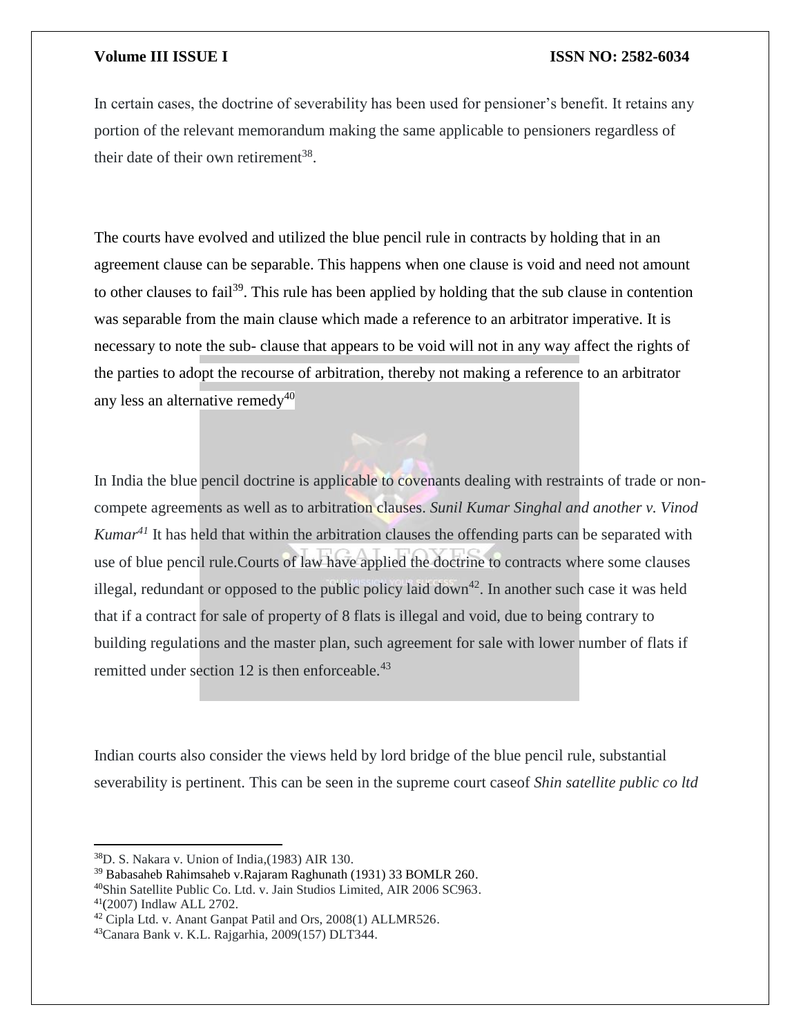In certain cases, the doctrine of severability has been used for pensioner's benefit. It retains any portion of the relevant memorandum making the same applicable to pensioners regardless of their date of their own retirement[38].

The courts have evolved and utilized the blue pencil rule in contracts by holding that in an agreement clause can be separable. This happens when one clause is void and need not amount to other clauses to fail[39]. This rule has been applied by holding that the sub clause in contention was separable from the main clause which made a reference to an arbitrator imperative. It is necessary to note the sub- clause that appears to be void will not in any way affect the rights of the parties to adopt the recourse of arbitration, thereby not making a reference to an arbitrator any less an alternative remedy[40]

In India the blue pencil doctrine is applicable to covenants dealing with restraints of trade or non-compete agreements as well as to arbitration clauses. *Sunil Kumar Singhal and another v. Vinod Kumar*[41] It has held that within the arbitration clauses the offending parts can be separated with use of blue pencil rule.Courts of law have applied the doctrine to contracts where some clauses illegal, redundant or opposed to the public policy laid down[42]. In another such case it was held that if a contract for sale of property of 8 flats is illegal and void, due to being contrary to building regulations and the master plan, such agreement for sale with lower number of flats if remitted under section 12 is then enforceable.[43]

Indian courts also consider the views held by lord bridge of the blue pencil rule, substantial severability is pertinent. This can be seen in the supreme court caseof *Shin satellite public co ltd*

---

[38]D. S. Nakara v. Union of India,(1983) AIR 130.

[39] Babasaheb Rahimsaheb v.Rajaram Raghunath (1931) 33 BOMLR 260.

[40]Shin Satellite Public Co. Ltd. v. Jain Studios Limited, AIR 2006 SC963.

[41](2007) Indlaw ALL 2702.

[42] Cipla Ltd. v. Anant Ganpat Patil and Ors, 2008(1) ALLMR526.

[43]Canara Bank v. K.L. Rajgarhia, 2009(157) DLT344.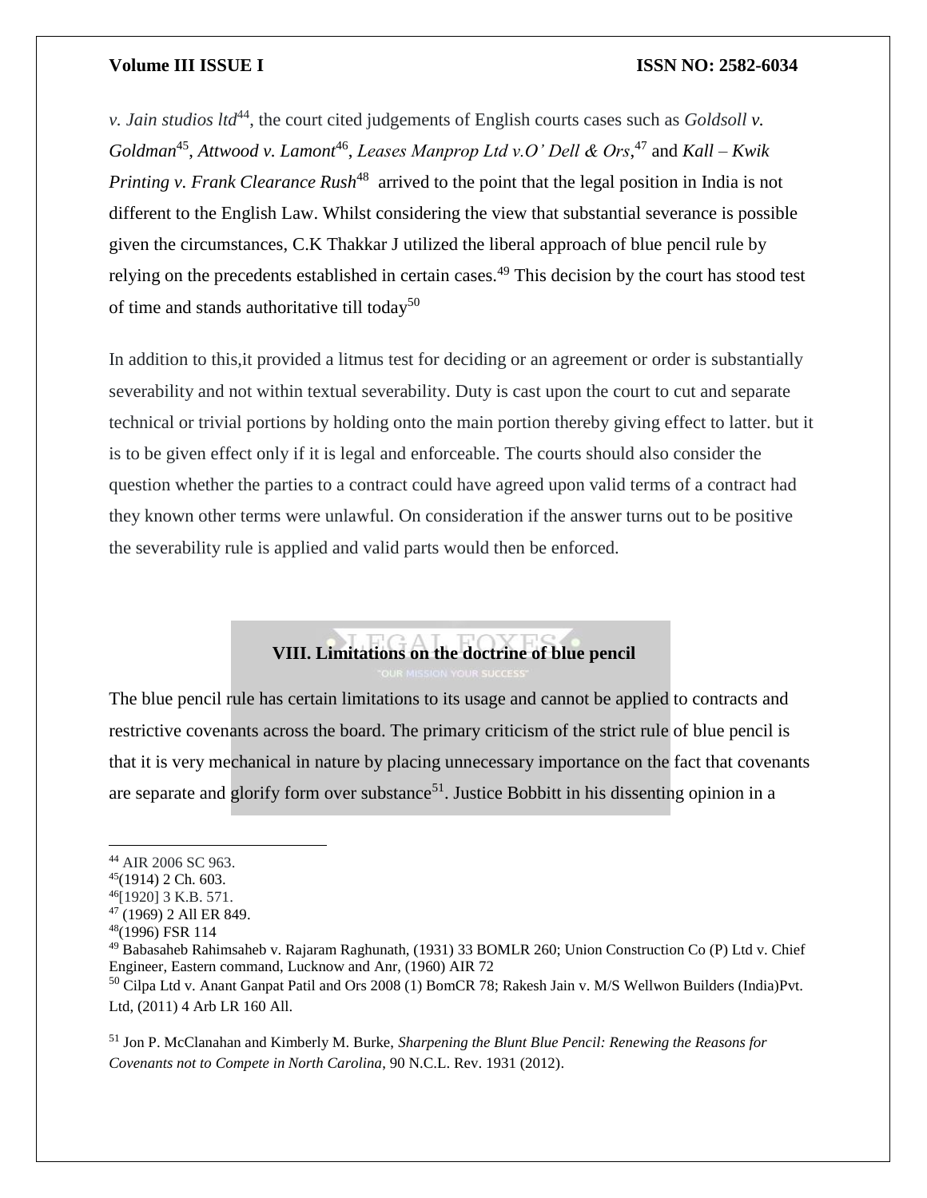*v. Jain studios ltd*[44], the court cited judgements of English courts cases such as *Goldsoll v. Goldman*[45], *Attwood v. Lamont*[46], *Leases Manprop Ltd v.O' Dell & Ors,*[47] and *Kall – Kwik Printing v. Frank Clearance Rush*[48] arrived to the point that the legal position in India is not different to the English Law. Whilst considering the view that substantial severance is possible given the circumstances, C.K Thakkar J utilized the liberal approach of blue pencil rule by relying on the precedents established in certain cases.[49] This decision by the court has stood test of time and stands authoritative till today[50]

In addition to this,it provided a litmus test for deciding or an agreement or order is substantially severability and not within textual severability. Duty is cast upon the court to cut and separate technical or trivial portions by holding onto the main portion thereby giving effect to latter. but it is to be given effect only if it is legal and enforceable. The courts should also consider the question whether the parties to a contract could have agreed upon valid terms of a contract had they known other terms were unlawful. On consideration if the answer turns out to be positive the severability rule is applied and valid parts would then be enforced.

## VIII. Limitations on the doctrine of blue pencil

The blue pencil rule has certain limitations to its usage and cannot be applied to contracts and restrictive covenants across the board. The primary criticism of the strict rule of blue pencil is that it is very mechanical in nature by placing unnecessary importance on the fact that covenants are separate and glorify form over substance[51]. Justice Bobbitt in his dissenting opinion in a

---

[44] AIR 2006 SC 963.

[45](1914) 2 Ch. 603.

[46][1920] 3 K.B. 571.

[47] (1969) 2 All ER 849.

[48](1996) FSR 114

[49] Babasaheb Rahimsaheb v. Rajaram Raghunath, (1931) 33 BOMLR 260; Union Construction Co (P) Ltd v. Chief Engineer, Eastern command, Lucknow and Anr, (1960) AIR 72

[50] Cilpa Ltd v. Anant Ganpat Patil and Ors 2008 (1) BomCR 78; Rakesh Jain v. M/S Wellwon Builders (India)Pvt. Ltd, (2011) 4 Arb LR 160 All.

[51] Jon P. McClanahan and Kimberly M. Burke, *Sharpening the Blunt Blue Pencil: Renewing the Reasons for Covenants not to Compete in North Carolina*, 90 N.C.L. Rev. 1931 (2012).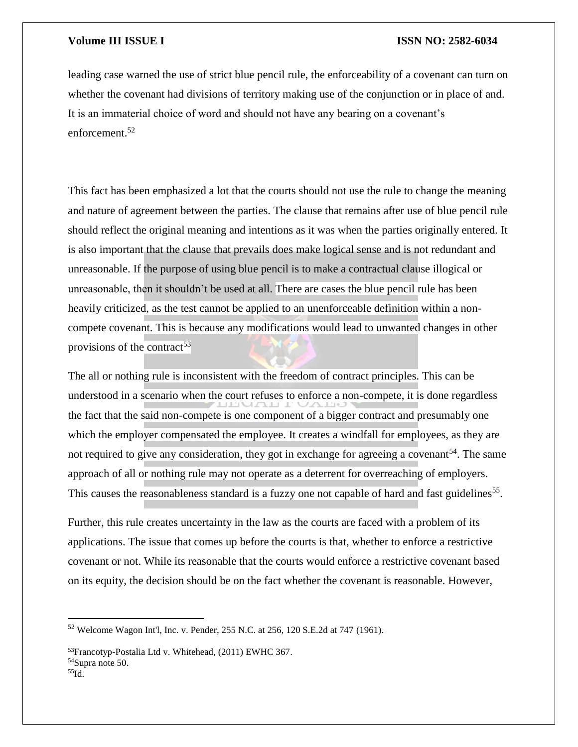leading case warned the use of strict blue pencil rule, the enforceability of a covenant can turn on whether the covenant had divisions of territory making use of the conjunction or in place of and. It is an immaterial choice of word and should not have any bearing on a covenant's enforcement.[52]

This fact has been emphasized a lot that the courts should not use the rule to change the meaning and nature of agreement between the parties. The clause that remains after use of blue pencil rule should reflect the original meaning and intentions as it was when the parties originally entered. It is also important that the clause that prevails does make logical sense and is not redundant and unreasonable. If the purpose of using blue pencil is to make a contractual clause illogical or unreasonable, then it shouldn't be used at all. There are cases the blue pencil rule has been heavily criticized, as the test cannot be applied to an unenforceable definition within a non-compete covenant. This is because any modifications would lead to unwanted changes in other provisions of the contract[53]

The all or nothing rule is inconsistent with the freedom of contract principles. This can be understood in a scenario when the court refuses to enforce a non-compete, it is done regardless the fact that the said non-compete is one component of a bigger contract and presumably one which the employer compensated the employee. It creates a windfall for employees, as they are not required to give any consideration, they got in exchange for agreeing a covenant[54]. The same approach of all or nothing rule may not operate as a deterrent for overreaching of employers. This causes the reasonableness standard is a fuzzy one not capable of hard and fast guidelines[55].

Further, this rule creates uncertainty in the law as the courts are faced with a problem of its applications. The issue that comes up before the courts is that, whether to enforce a restrictive covenant or not. While its reasonable that the courts would enforce a restrictive covenant based on its equity, the decision should be on the fact whether the covenant is reasonable. However,

---

[52] Welcome Wagon Int'l, Inc. v. Pender, 255 N.C. at 256, 120 S.E.2d at 747 (1961).

[53] Francotyp-Postalia Ltd v. Whitehead, (2011) EWHC 367.

[54] Supra note 50.

[55] Id.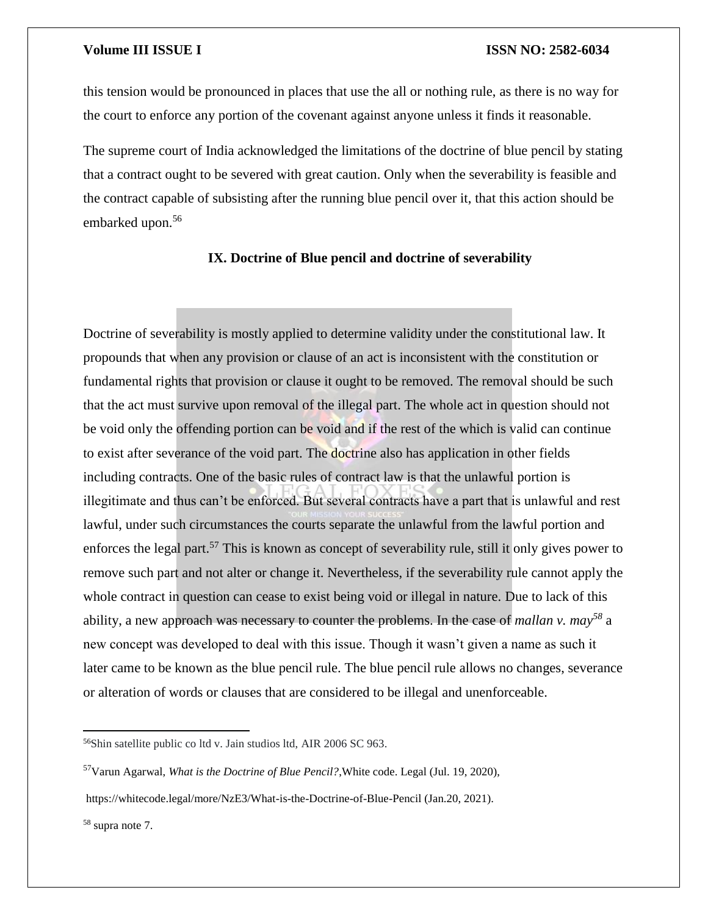this tension would be pronounced in places that use the all or nothing rule, as there is no way for the court to enforce any portion of the covenant against anyone unless it finds it reasonable.

The supreme court of India acknowledged the limitations of the doctrine of blue pencil by stating that a contract ought to be severed with great caution. Only when the severability is feasible and the contract capable of subsisting after the running blue pencil over it, that this action should be embarked upon.[56]

## IX. Doctrine of Blue pencil and doctrine of severability

Doctrine of severability is mostly applied to determine validity under the constitutional law. It propounds that when any provision or clause of an act is inconsistent with the constitution or fundamental rights that provision or clause it ought to be removed. The removal should be such that the act must survive upon removal of the illegal part. The whole act in question should not be void only the offending portion can be void and if the rest of the which is valid can continue to exist after severance of the void part. The doctrine also has application in other fields including contracts. One of the basic rules of contract law is that the unlawful portion is illegitimate and thus can't be enforced. But several contracts have a part that is unlawful and rest lawful, under such circumstances the courts separate the unlawful from the lawful portion and enforces the legal part.[57] This is known as concept of severability rule, still it only gives power to remove such part and not alter or change it. Nevertheless, if the severability rule cannot apply the whole contract in question can cease to exist being void or illegal in nature. Due to lack of this ability, a new approach was necessary to counter the problems. In the case of *mallan v. may*[58] a new concept was developed to deal with this issue. Though it wasn't given a name as such it later came to be known as the blue pencil rule. The blue pencil rule allows no changes, severance or alteration of words or clauses that are considered to be illegal and unenforceable.

---

[56] Shin satellite public co ltd v. Jain studios ltd, AIR 2006 SC 963.

[57] Varun Agarwal, *What is the Doctrine of Blue Pencil?*,White code. Legal (Jul. 19, 2020), https://whitecode.legal/more/NzE3/What-is-the-Doctrine-of-Blue-Pencil (Jan.20, 2021).

[58] supra note 7.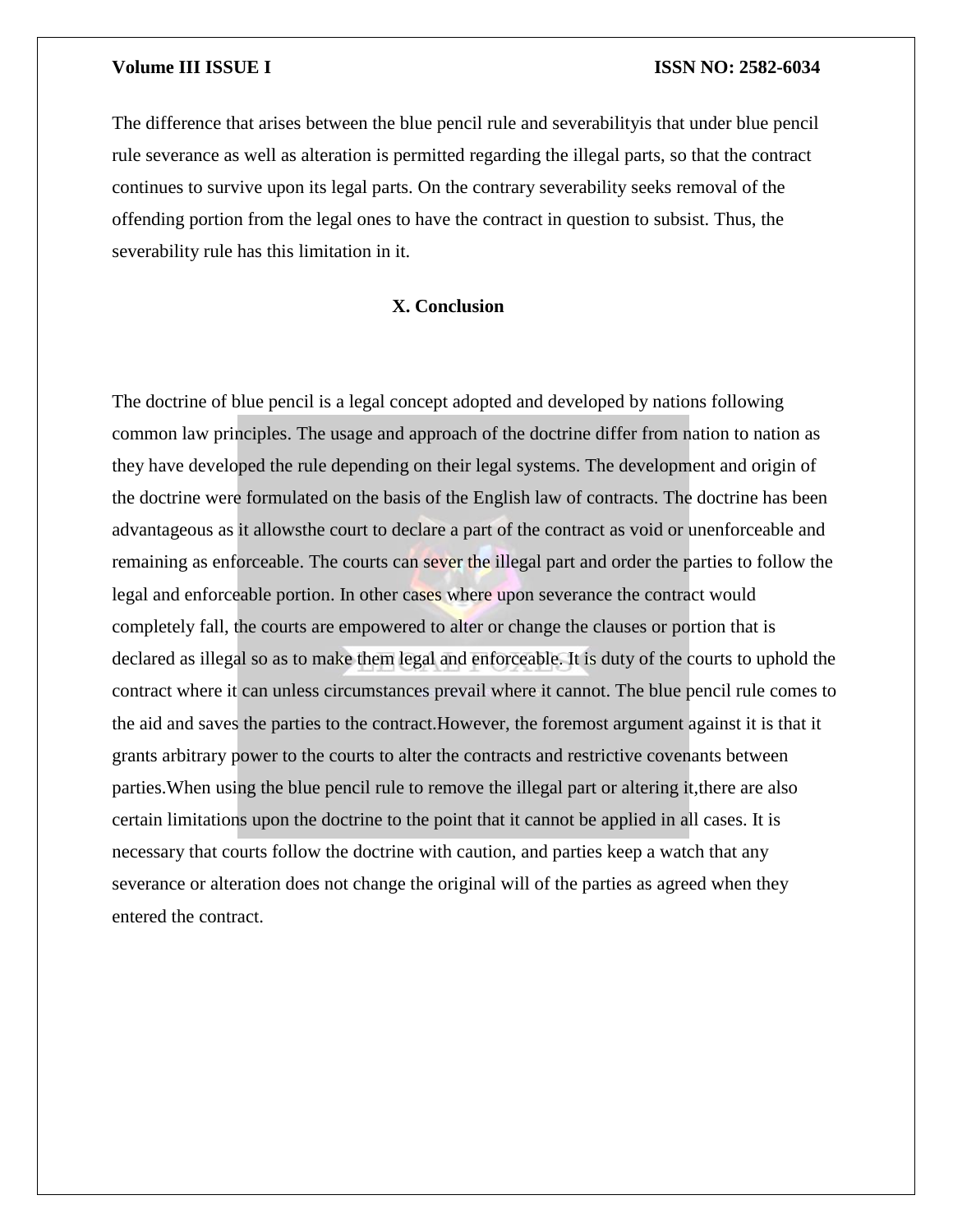The difference that arises between the blue pencil rule and severabilityis that under blue pencil rule severance as well as alteration is permitted regarding the illegal parts, so that the contract continues to survive upon its legal parts. On the contrary severability seeks removal of the offending portion from the legal ones to have the contract in question to subsist. Thus, the severability rule has this limitation in it.

## X. Conclusion

The doctrine of blue pencil is a legal concept adopted and developed by nations following common law principles. The usage and approach of the doctrine differ from nation to nation as they have developed the rule depending on their legal systems. The development and origin of the doctrine were formulated on the basis of the English law of contracts. The doctrine has been advantageous as it allowsthe court to declare a part of the contract as void or unenforceable and remaining as enforceable. The courts can sever the illegal part and order the parties to follow the legal and enforceable portion. In other cases where upon severance the contract would completely fall, the courts are empowered to alter or change the clauses or portion that is declared as illegal so as to make them legal and enforceable. It is duty of the courts to uphold the contract where it can unless circumstances prevail where it cannot. The blue pencil rule comes to the aid and saves the parties to the contract.However, the foremost argument against it is that it grants arbitrary power to the courts to alter the contracts and restrictive covenants between parties.When using the blue pencil rule to remove the illegal part or altering it,there are also certain limitations upon the doctrine to the point that it cannot be applied in all cases. It is necessary that courts follow the doctrine with caution, and parties keep a watch that any severance or alteration does not change the original will of the parties as agreed when they entered the contract.